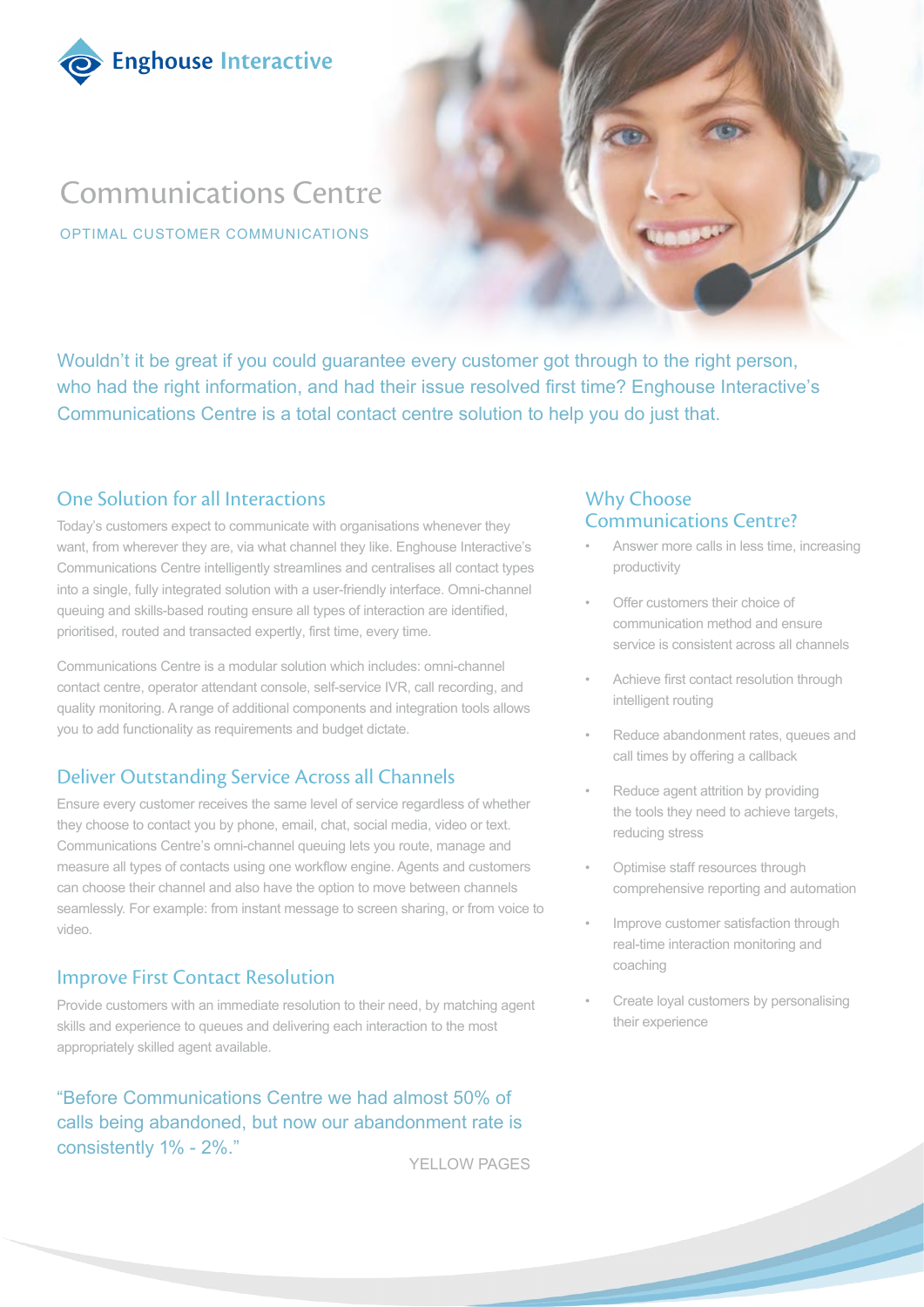Enghouse Interactive

# Communications Centre

OPTIMAL CUSTOMER COMMUNICATIONS

Wouldn't it be great if you could guarantee every customer got through to the right person, who had the right information, and had their issue resolved first time? Enghouse Interactive's Communications Centre is a total contact centre solution to help you do just that.

## One Solution for all Interactions

Today's customers expect to communicate with organisations whenever they want, from wherever they are, via what channel they like. Enghouse Interactive's Communications Centre intelligently streamlines and centralises all contact types into a single, fully integrated solution with a user-friendly interface. Omni-channel queuing and skills-based routing ensure all types of interaction are identified, prioritised, routed and transacted expertly, first time, every time.

Communications Centre is a modular solution which includes: omni-channel contact centre, operator attendant console, self-service IVR, call recording, and quality monitoring. A range of additional components and integration tools allows you to add functionality as requirements and budget dictate.

## Deliver Outstanding Service Across all Channels

Ensure every customer receives the same level of service regardless of whether they choose to contact you by phone, email, chat, social media, video or text. Communications Centre's omni-channel queuing lets you route, manage and measure all types of contacts using one workflow engine. Agents and customers can choose their channel and also have the option to move between channels seamlessly. For example: from instant message to screen sharing, or from voice to video.

## Improve First Contact Resolution

Provide customers with an immediate resolution to their need, by matching agent skills and experience to queues and delivering each interaction to the most appropriately skilled agent available.

"Before Communications Centre we had almost 50% of calls being abandoned, but now our abandonment rate is consistently 1% - 2%."

YELLOW PAGES

## Why Choose Communications Centre?

- Answer more calls in less time, increasing productivity
- Offer customers their choice of communication method and ensure service is consistent across all channels
- Achieve first contact resolution through intelligent routing
- Reduce abandonment rates, queues and call times by offering a callback
- Reduce agent attrition by providing the tools they need to achieve targets, reducing stress
- Optimise staff resources through comprehensive reporting and automation
- Improve customer satisfaction through real-time interaction monitoring and coaching
- Create loyal customers by personalising their experience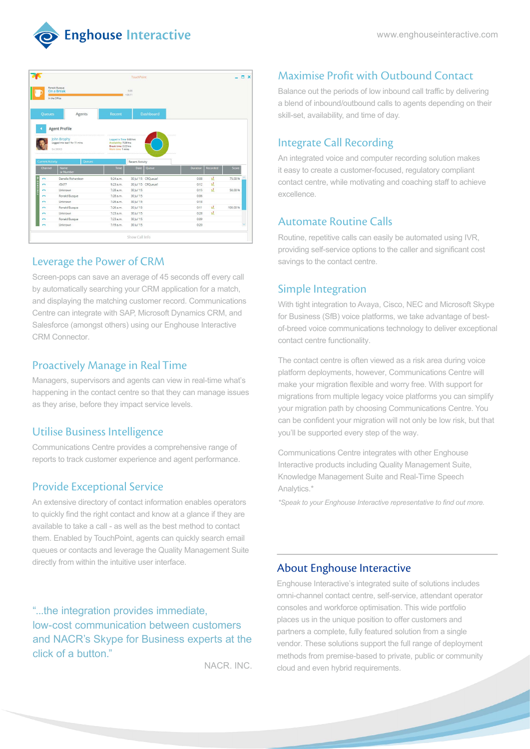## Leverage the Power of CRM

Screen-pops can save an average of 45 seconds off every call by automatically searching your CRM application for a match, and displaying the matching customer record. Communications Centre can integrate with SAP, Microsoft Dynamics CRM, and Salesforce (amongst others) using our Enghouse Interactive CRM Connector.

## Proactively Manage in Real Time

Managers, supervisors and agents can view in real-time what's happening in the contact centre so that they can manage issues as they arise, before they impact service levels.

## Utilise Business Intelligence

Communications Centre provides a comprehensive range of reports to track customer experience and agent performance.

## Provide Exceptional Service

An extensive directory of contact information enables operators to quickly find the right contact and know at a glance if they are available to take a call - as well as the best method to contact them. Enabled by TouchPoint, agents can quickly search email queues or contacts and leverage the Quality Management Suite directly from within the intuitive user interface.

> "...the integration provides immediate, low-cost communication between customers and NACR's Skype for Business experts at the click of a button."
>
> NACR. INC.

## Maximise Profit with Outbound Contact

Balance out the periods of low inbound call traffic by delivering a blend of inbound/outbound calls to agents depending on their skill-set, availability, and time of day.

## Integrate Call Recording

An integrated voice and computer recording solution makes it easy to create a customer-focused, regulatory compliant contact centre, while motivating and coaching staff to achieve excellence.

## Automate Routine Calls

Routine, repetitive calls can easily be automated using IVR, providing self-service options to the caller and significant cost savings to the contact centre.

## Simple Integration

With tight integration to Avaya, Cisco, NEC and Microsoft Skype for Business (SfB) voice platforms, we take advantage of best-of-breed voice communications technology to deliver exceptional contact centre functionality.

The contact centre is often viewed as a risk area during voice platform deployments, however, Communications Centre will make your migration flexible and worry free. With support for migrations from multiple legacy voice platforms you can simplify your migration path by choosing Communications Centre. You can be confident your migration will not only be low risk, but that you'll be supported every step of the way.

Communications Centre integrates with other Enghouse Interactive products including Quality Management Suite, Knowledge Management Suite and Real-Time Speech Analytics.*

*\*Speak to your Enghouse Interactive representative to find out more.*

## About Enghouse Interactive

Enghouse Interactive's integrated suite of solutions includes omni-channel contact centre, self-service, attendant operator consoles and workforce optimisation. This wide portfolio places us in the unique position to offer customers and partners a complete, fully featured solution from a single vendor. These solutions support the full range of deployment methods from premise-based to private, public or community cloud and even hybrid requirements.